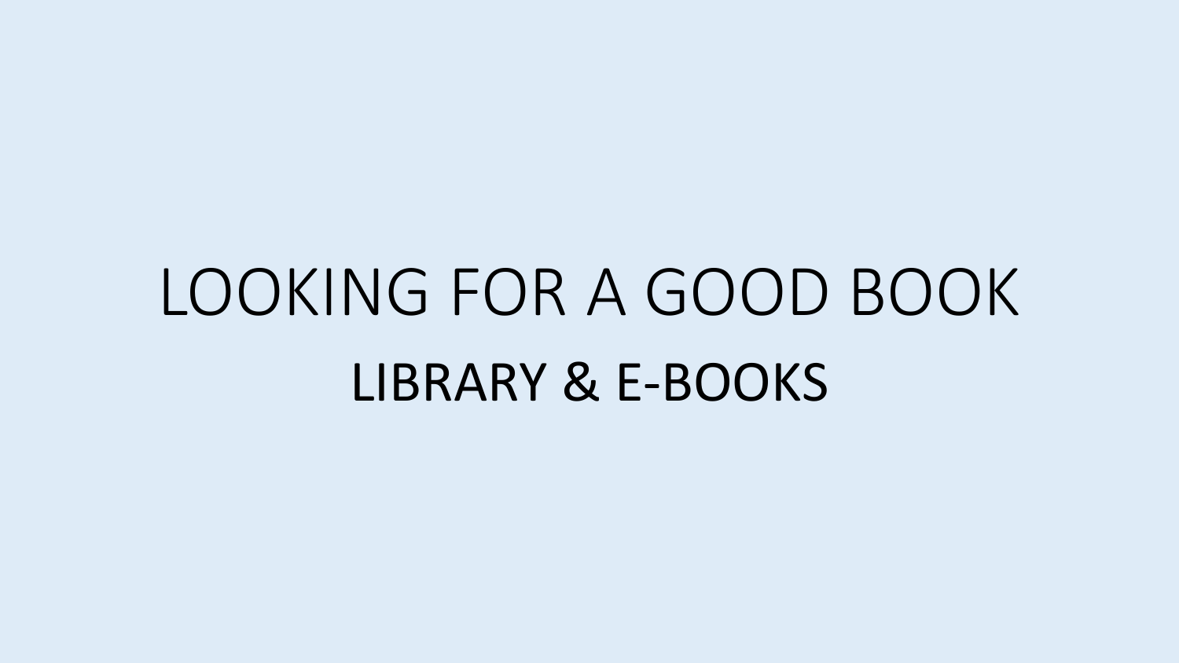# LOOKING FOR A GOOD BOOK

## LIBRARY & E-BOOKS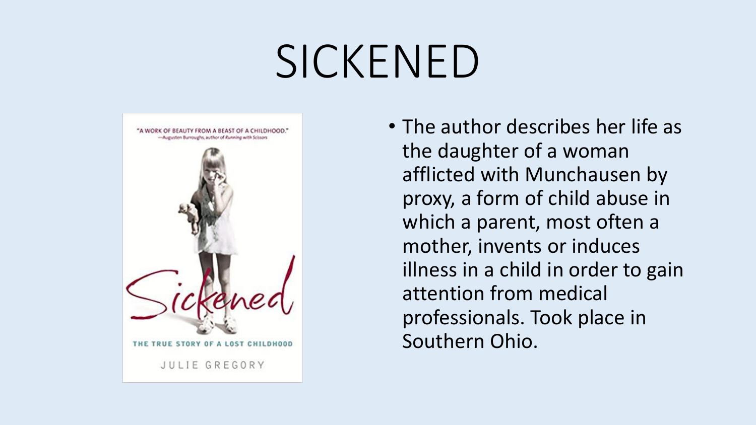# SICKENED

- The author describes her life as the daughter of a woman afflicted with Munchausen by proxy, a form of child abuse in which a parent, most often a mother, invents or induces illness in a child in order to gain attention from medical professionals. Took place in Southern Ohio.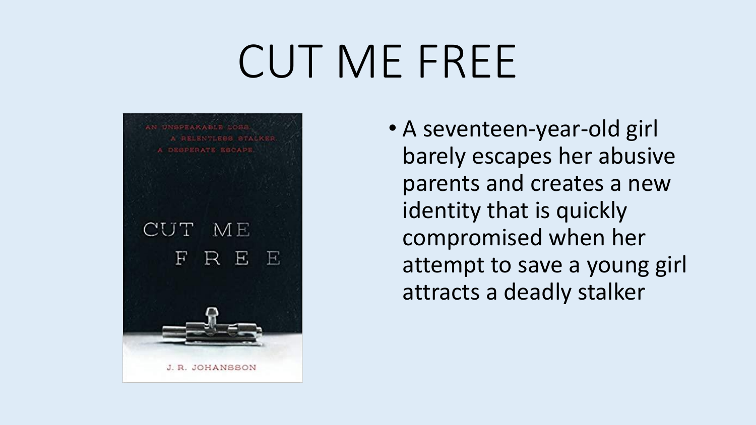# CUT ME FREE

- A seventeen-year-old girl barely escapes her abusive parents and creates a new identity that is quickly compromised when her attempt to save a young girl attracts a deadly stalker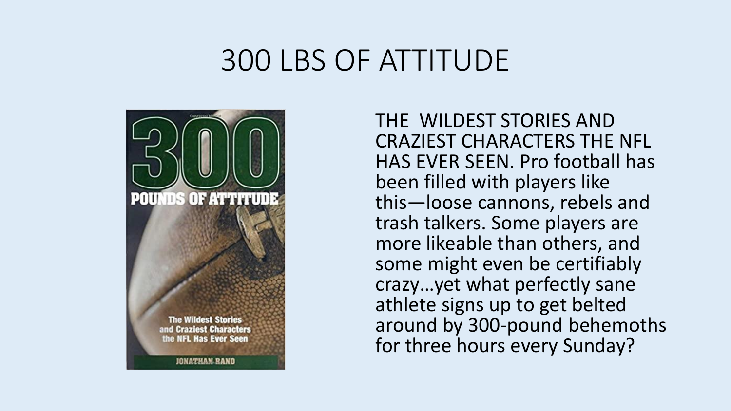# 300 LBS OF ATTITUDE

THE WILDEST STORIES AND CRAZIEST CHARACTERS THE NFL HAS EVER SEEN. Pro football has been filled with players like this—loose cannons, rebels and trash talkers. Some players are more likeable than others, and some might even be certifiably crazy…yet what perfectly sane athlete signs up to get belted around by 300-pound behemoths for three hours every Sunday?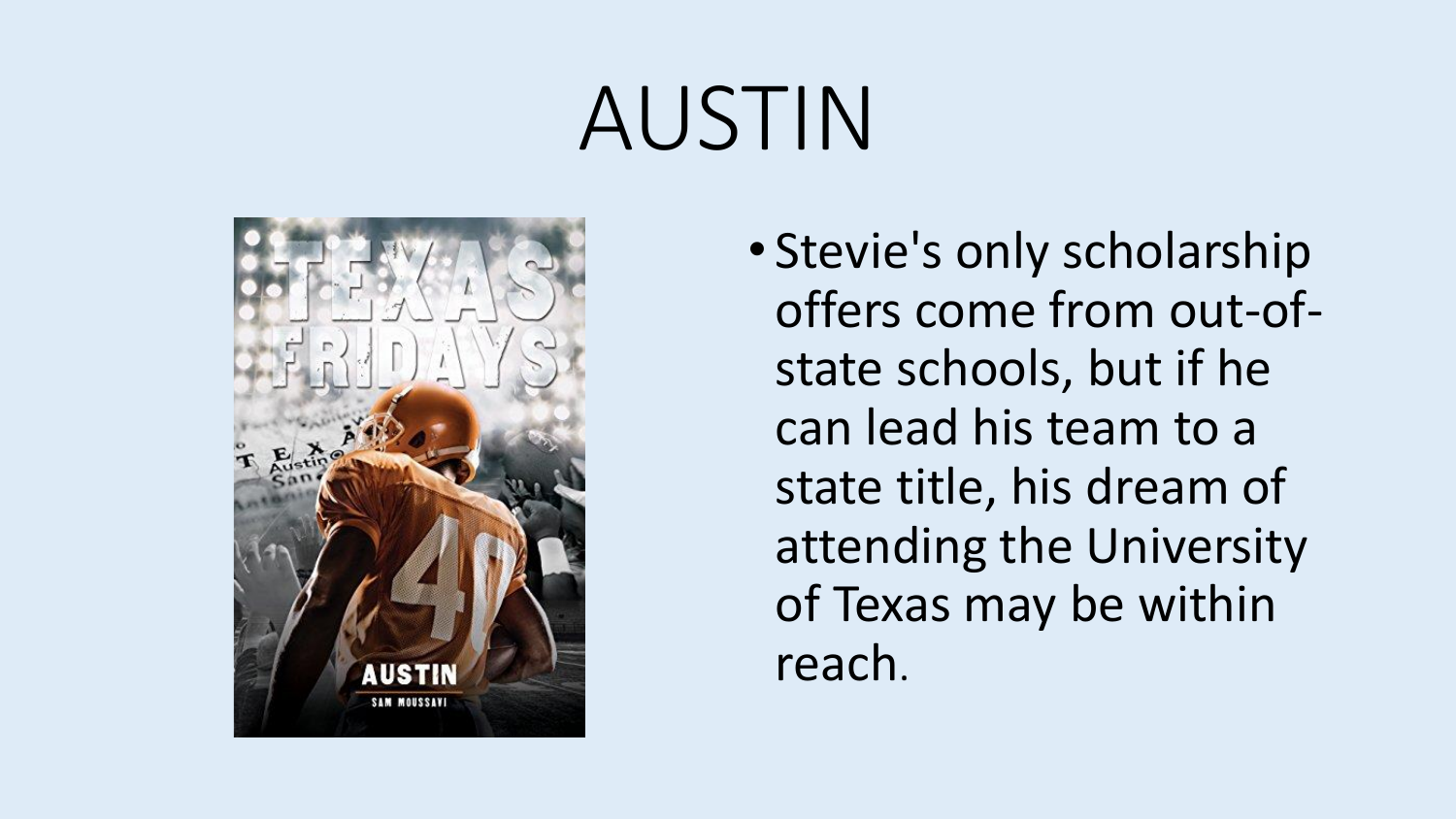# AUSTIN

- Stevie's only scholarship offers come from out-of-state schools, but if he can lead his team to a state title, his dream of attending the University of Texas may be within reach.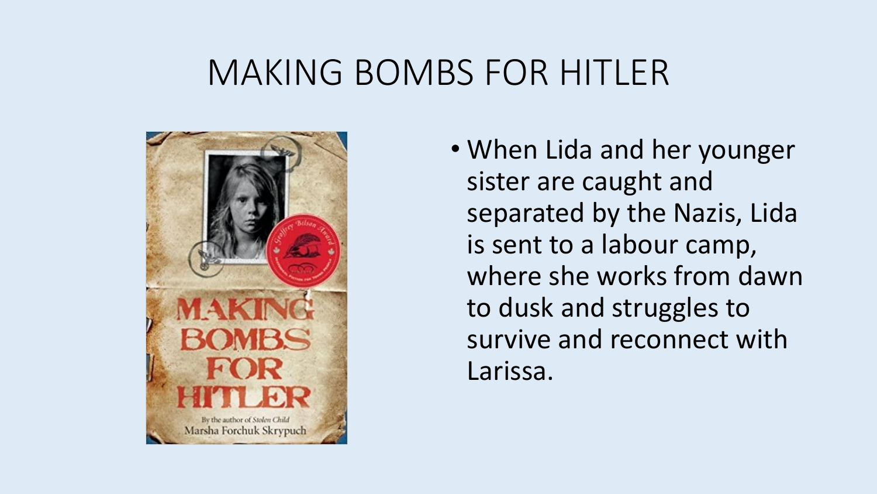# MAKING BOMBS FOR HITLER

- When Lida and her younger sister are caught and separated by the Nazis, Lida is sent to a labour camp, where she works from dawn to dusk and struggles to survive and reconnect with Larissa.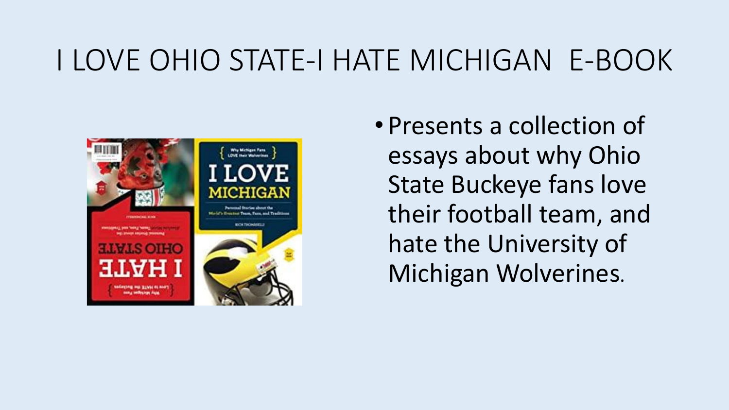# I LOVE OHIO STATE-I HATE MICHIGAN E-BOOK

- Presents a collection of essays about why Ohio State Buckeye fans love their football team, and hate the University of Michigan Wolverines.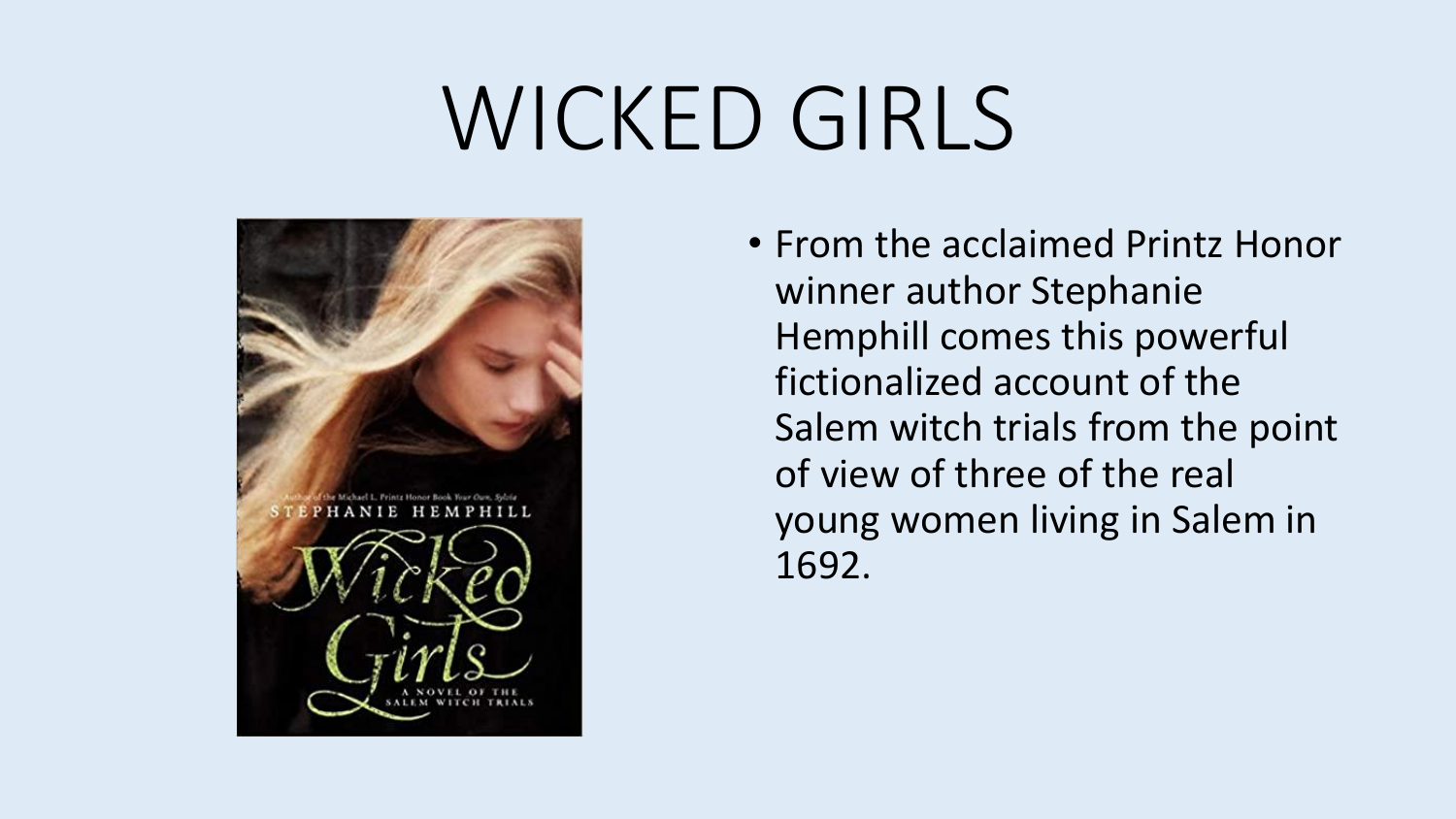# WICKED GIRLS

- From the acclaimed Printz Honor winner author Stephanie Hemphill comes this powerful fictionalized account of the Salem witch trials from the point of view of three of the real young women living in Salem in 1692.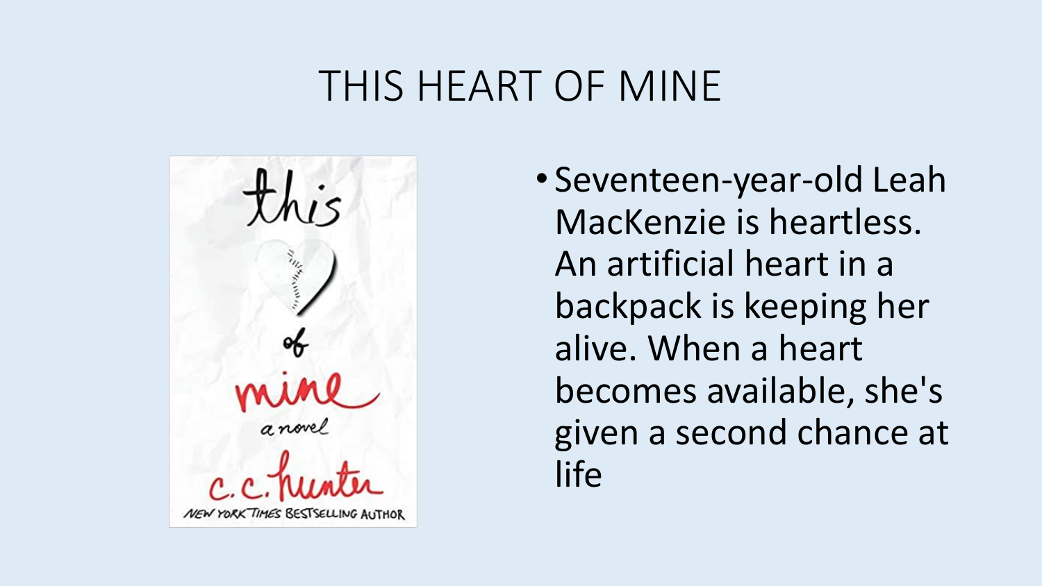# THIS HEART OF MINE

- Seventeen-year-old Leah MacKenzie is heartless. An artificial heart in a backpack is keeping her alive. When a heart becomes available, she's given a second chance at life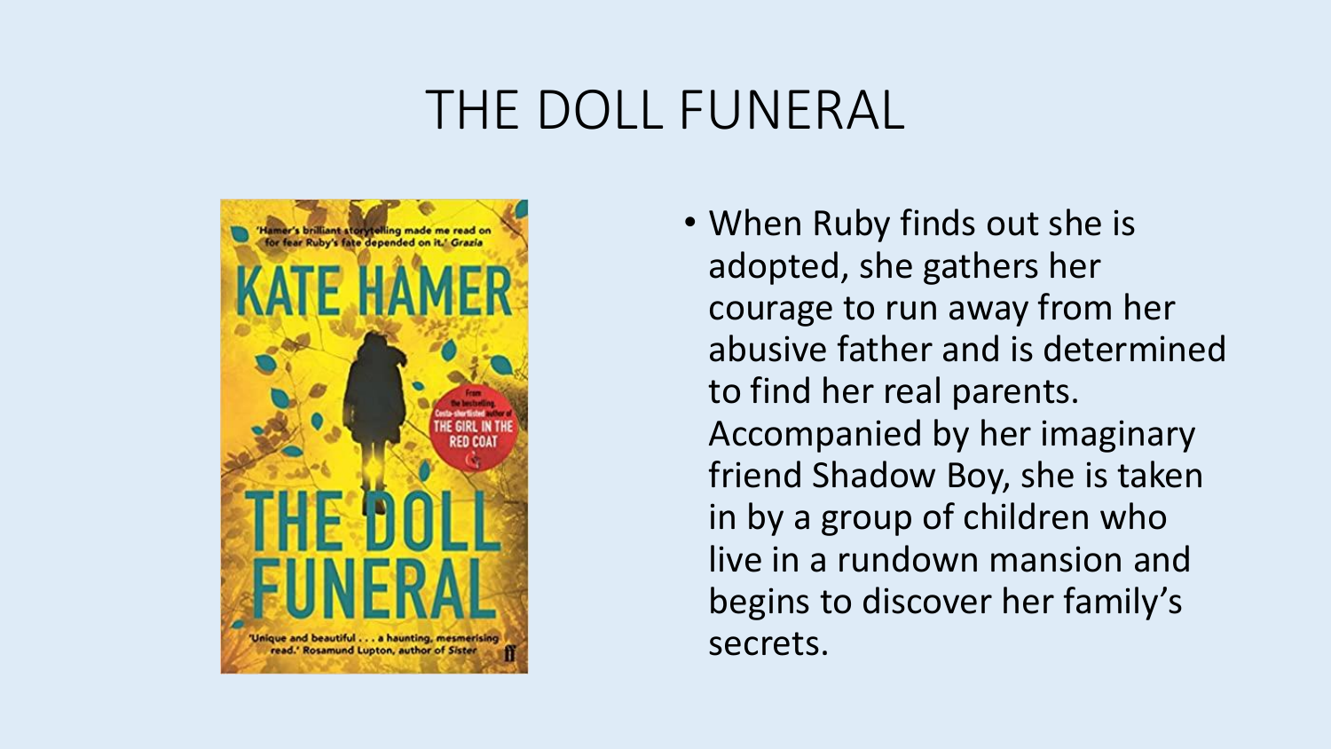# THE DOLL FUNERAL

- When Ruby finds out she is adopted, she gathers her courage to run away from her abusive father and is determined to find her real parents. Accompanied by her imaginary friend Shadow Boy, she is taken in by a group of children who live in a rundown mansion and begins to discover her family's secrets.